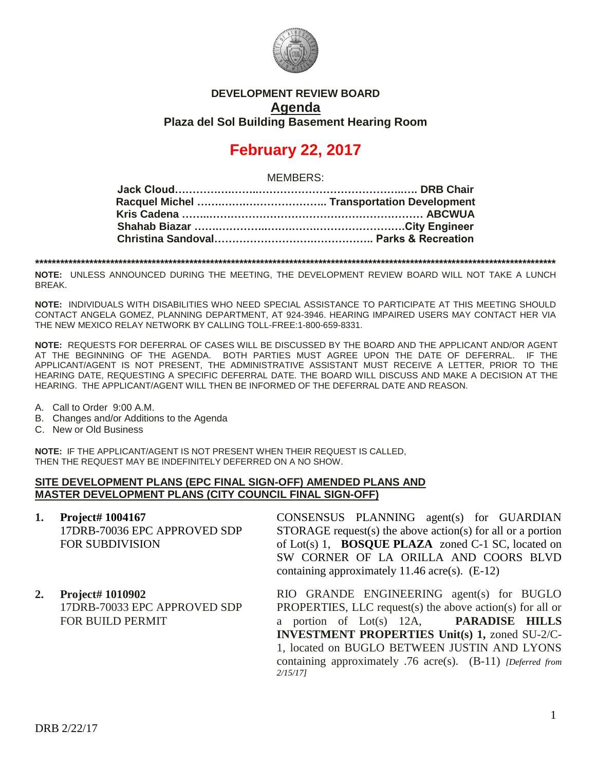# DEVELOPMENT REVIEW BOARD

## Agenda

### Plaza del Sol Building Basement Hearing Room

# February 22, 2017

MEMBERS:

**Jack Cloud……………………………………………………… DRB Chair**
**Racquel Michel ……………………………… Transportation Development**
**Kris Cadena ……………………………………………………… ABCWUA**
**Shahab Biazar ……………………………………………………City Engineer**
**Christina Sandoval……………………………………… Parks & Recreation**

************************************************************************************************************

**NOTE:** UNLESS ANNOUNCED DURING THE MEETING, THE DEVELOPMENT REVIEW BOARD WILL NOT TAKE A LUNCH BREAK.

**NOTE:** INDIVIDUALS WITH DISABILITIES WHO NEED SPECIAL ASSISTANCE TO PARTICIPATE AT THIS MEETING SHOULD CONTACT ANGELA GOMEZ, PLANNING DEPARTMENT, AT 924-3946. HEARING IMPAIRED USERS MAY CONTACT HER VIA THE NEW MEXICO RELAY NETWORK BY CALLING TOLL-FREE:1-800-659-8331.

**NOTE:** REQUESTS FOR DEFERRAL OF CASES WILL BE DISCUSSED BY THE BOARD AND THE APPLICANT AND/OR AGENT AT THE BEGINNING OF THE AGENDA. BOTH PARTIES MUST AGREE UPON THE DATE OF DEFERRAL. IF THE APPLICANT/AGENT IS NOT PRESENT, THE ADMINISTRATIVE ASSISTANT MUST RECEIVE A LETTER, PRIOR TO THE HEARING DATE, REQUESTING A SPECIFIC DEFERRAL DATE. THE BOARD WILL DISCUSS AND MAKE A DECISION AT THE HEARING. THE APPLICANT/AGENT WILL THEN BE INFORMED OF THE DEFERRAL DATE AND REASON.

A. Call to Order 9:00 A.M.
B. Changes and/or Additions to the Agenda
C. New or Old Business

**NOTE:** IF THE APPLICANT/AGENT IS NOT PRESENT WHEN THEIR REQUEST IS CALLED, THEN THE REQUEST MAY BE INDEFINITELY DEFERRED ON A NO SHOW.

**SITE DEVELOPMENT PLANS (EPC FINAL SIGN-OFF) AMENDED PLANS AND MASTER DEVELOPMENT PLANS (CITY COUNCIL FINAL SIGN-OFF)**

1. **Project# 1004167**
   17DRB-70036 EPC APPROVED SDP FOR SUBDIVISION

   CONSENSUS PLANNING agent(s) for GUARDIAN STORAGE request(s) the above action(s) for all or a portion of Lot(s) 1, **BOSQUE PLAZA** zoned C-1 SC, located on SW CORNER OF LA ORILLA AND COORS BLVD containing approximately 11.46 acre(s). (E-12)

2. **Project# 1010902**
   17DRB-70033 EPC APPROVED SDP FOR BUILD PERMIT

   RIO GRANDE ENGINEERING agent(s) for BUGLO PROPERTIES, LLC request(s) the above action(s) for all or a portion of Lot(s) 12A, **PARADISE HILLS INVESTMENT PROPERTIES Unit(s) 1,** zoned SU-2/C-1, located on BUGLO BETWEEN JUSTIN AND LYONS containing approximately .76 acre(s). (B-11) *[Deferred from 2/15/17]*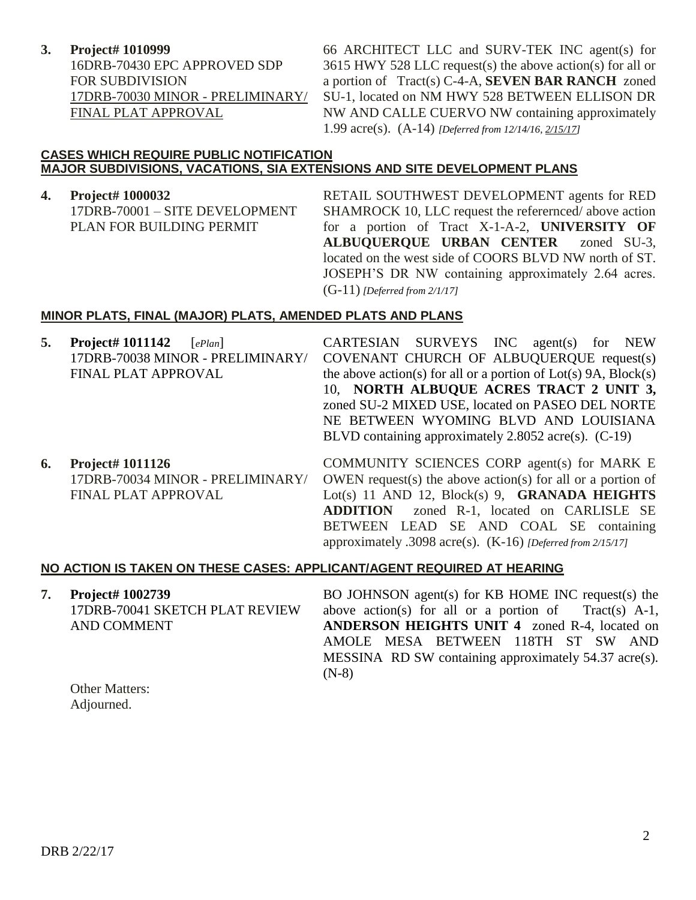**3. Project# 1010999**
16DRB-70430 EPC APPROVED SDP FOR SUBDIVISION
<u>17DRB-70030 MINOR - PRELIMINARY/ FINAL PLAT APPROVAL</u>

66 ARCHITECT LLC and SURV-TEK INC agent(s) for 3615 HWY 528 LLC request(s) the above action(s) for all or a portion of Tract(s) C-4-A, **SEVEN BAR RANCH** zoned SU-1, located on NM HWY 528 BETWEEN ELLISON DR NW AND CALLE CUERVO NW containing approximately 1.99 acre(s). (A-14) *[Deferred from 12/14/16, 2/15/17]*

**CASES WHICH REQUIRE PUBLIC NOTIFICATION**
**MAJOR SUBDIVISIONS, VACATIONS, SIA EXTENSIONS AND SITE DEVELOPMENT PLANS**

**4. Project# 1000032**
17DRB-70001 – SITE DEVELOPMENT PLAN FOR BUILDING PERMIT

RETAIL SOUTHWEST DEVELOPMENT agents for RED SHAMROCK 10, LLC request the referernced/ above action for a portion of Tract X-1-A-2, **UNIVERSITY OF ALBUQUERQUE URBAN CENTER** zoned SU-3, located on the west side of COORS BLVD NW north of ST. JOSEPH'S DR NW containing approximately 2.64 acres. (G-11) *[Deferred from 2/1/17]*

**MINOR PLATS, FINAL (MAJOR) PLATS, AMENDED PLATS AND PLANS**

**5. Project# 1011142** [*ePlan*]
17DRB-70038 MINOR - PRELIMINARY/ FINAL PLAT APPROVAL

CARTESIAN SURVEYS INC agent(s) for NEW COVENANT CHURCH OF ALBUQUERQUE request(s) the above action(s) for all or a portion of Lot(s) 9A, Block(s) 10, **NORTH ALBUQUE ACRES TRACT 2 UNIT 3,** zoned SU-2 MIXED USE, located on PASEO DEL NORTE NE BETWEEN WYOMING BLVD AND LOUISIANA BLVD containing approximately 2.8052 acre(s). (C-19)

**6. Project# 1011126**
17DRB-70034 MINOR - PRELIMINARY/ FINAL PLAT APPROVAL

COMMUNITY SCIENCES CORP agent(s) for MARK E OWEN request(s) the above action(s) for all or a portion of Lot(s) 11 AND 12, Block(s) 9, **GRANADA HEIGHTS ADDITION** zoned R-1, located on CARLISLE SE BETWEEN LEAD SE AND COAL SE containing approximately .3098 acre(s). (K-16) *[Deferred from 2/15/17]*

**NO ACTION IS TAKEN ON THESE CASES: APPLICANT/AGENT REQUIRED AT HEARING**

**7. Project# 1002739**
17DRB-70041 SKETCH PLAT REVIEW AND COMMENT

BO JOHNSON agent(s) for KB HOME INC request(s) the above action(s) for all or a portion of Tract(s) A-1, **ANDERSON HEIGHTS UNIT 4** zoned R-4, located on AMOLE MESA BETWEEN 118TH ST SW AND MESSINA RD SW containing approximately 54.37 acre(s). (N-8)

Other Matters:
Adjourned.

DRB 2/22/17